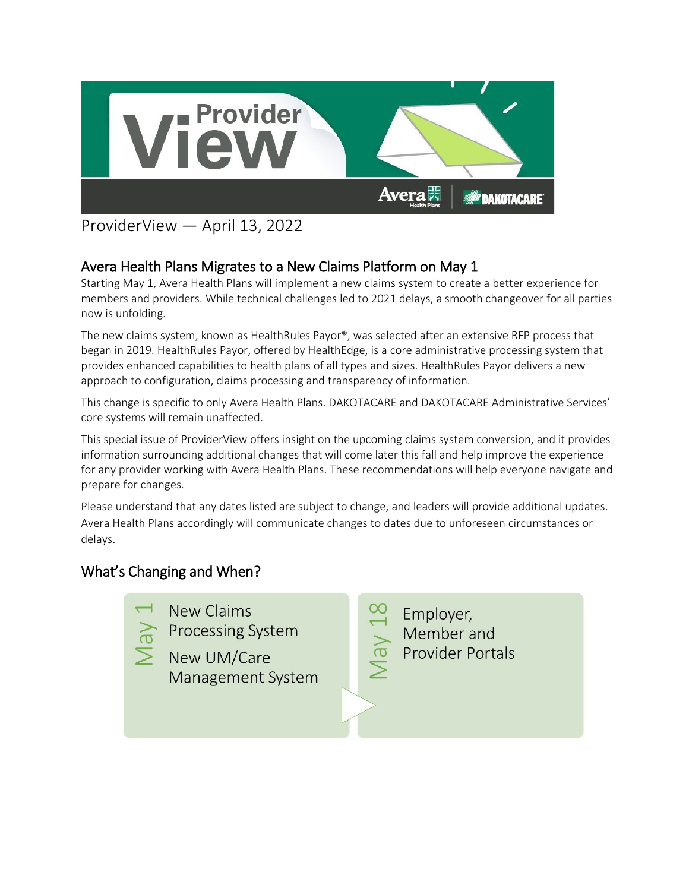ProviderView — April 13, 2022

## Avera Health Plans Migrates to a New Claims Platform on May 1

Starting May 1, Avera Health Plans will implement a new claims system to create a better experience for members and providers. While technical challenges led to 2021 delays, a smooth changeover for all parties now is unfolding.

The new claims system, known as HealthRules Payor®, was selected after an extensive RFP process that began in 2019. HealthRules Payor, offered by HealthEdge, is a core administrative processing system that provides enhanced capabilities to health plans of all types and sizes. HealthRules Payor delivers a new approach to configuration, claims processing and transparency of information.

This change is specific to only Avera Health Plans. DAKOTACARE and DAKOTACARE Administrative Services' core systems will remain unaffected.

This special issue of ProviderView offers insight on the upcoming claims system conversion, and it provides information surrounding additional changes that will come later this fall and help improve the experience for any provider working with Avera Health Plans. These recommendations will help everyone navigate and prepare for changes.

Please understand that any dates listed are subject to change, and leaders will provide additional updates. Avera Health Plans accordingly will communicate changes to dates due to unforeseen circumstances or delays.

## What's Changing and When?

**May 1**
- New Claims Processing System
- New UM/Care Management System

**May 18**
- Employer, Member and Provider Portals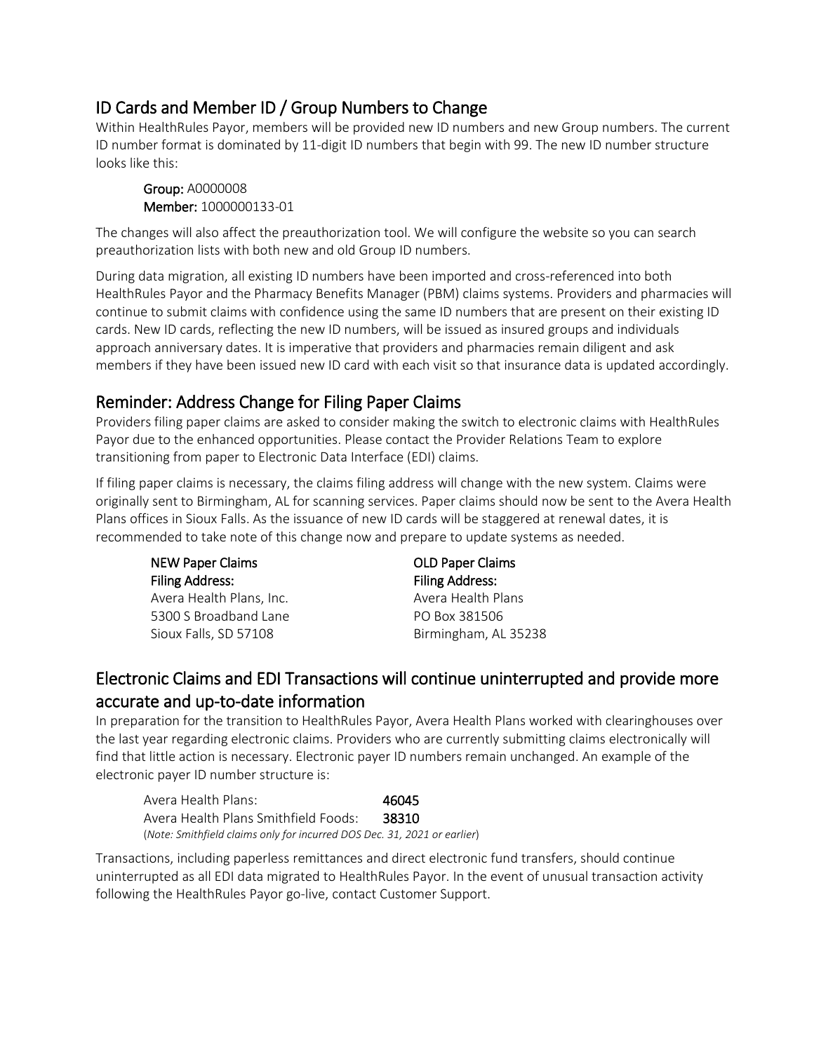## ID Cards and Member ID / Group Numbers to Change

Within HealthRules Payor, members will be provided new ID numbers and new Group numbers. The current ID number format is dominated by 11-digit ID numbers that begin with 99. The new ID number structure looks like this:

> **Group:** A0000008
> **Member:** 1000000133-01

The changes will also affect the preauthorization tool. We will configure the website so you can search preauthorization lists with both new and old Group ID numbers.

During data migration, all existing ID numbers have been imported and cross-referenced into both HealthRules Payor and the Pharmacy Benefits Manager (PBM) claims systems. Providers and pharmacies will continue to submit claims with confidence using the same ID numbers that are present on their existing ID cards. New ID cards, reflecting the new ID numbers, will be issued as insured groups and individuals approach anniversary dates. It is imperative that providers and pharmacies remain diligent and ask members if they have been issued new ID card with each visit so that insurance data is updated accordingly.

## Reminder: Address Change for Filing Paper Claims

Providers filing paper claims are asked to consider making the switch to electronic claims with HealthRules Payor due to the enhanced opportunities. Please contact the Provider Relations Team to explore transitioning from paper to Electronic Data Interface (EDI) claims.

If filing paper claims is necessary, the claims filing address will change with the new system. Claims were originally sent to Birmingham, AL for scanning services. Paper claims should now be sent to the Avera Health Plans offices in Sioux Falls. As the issuance of new ID cards will be staggered at renewal dates, it is recommended to take note of this change now and prepare to update systems as needed.

| NEW Paper Claims Filing Address: | OLD Paper Claims Filing Address: |
| --- | --- |
| Avera Health Plans, Inc. | Avera Health Plans |
| 5300 S Broadband Lane | PO Box 381506 |
| Sioux Falls, SD 57108 | Birmingham, AL 35238 |

## Electronic Claims and EDI Transactions will continue uninterrupted and provide more accurate and up-to-date information

In preparation for the transition to HealthRules Payor, Avera Health Plans worked with clearinghouses over the last year regarding electronic claims. Providers who are currently submitting claims electronically will find that little action is necessary. Electronic payer ID numbers remain unchanged. An example of the electronic payer ID number structure is:

| | |
| --- | --- |
| Avera Health Plans: | **46045** |
| Avera Health Plans Smithfield Foods: | **38310** |

(*Note: Smithfield claims only for incurred DOS Dec. 31, 2021 or earlier*)

Transactions, including paperless remittances and direct electronic fund transfers, should continue uninterrupted as all EDI data migrated to HealthRules Payor. In the event of unusual transaction activity following the HealthRules Payor go-live, contact Customer Support.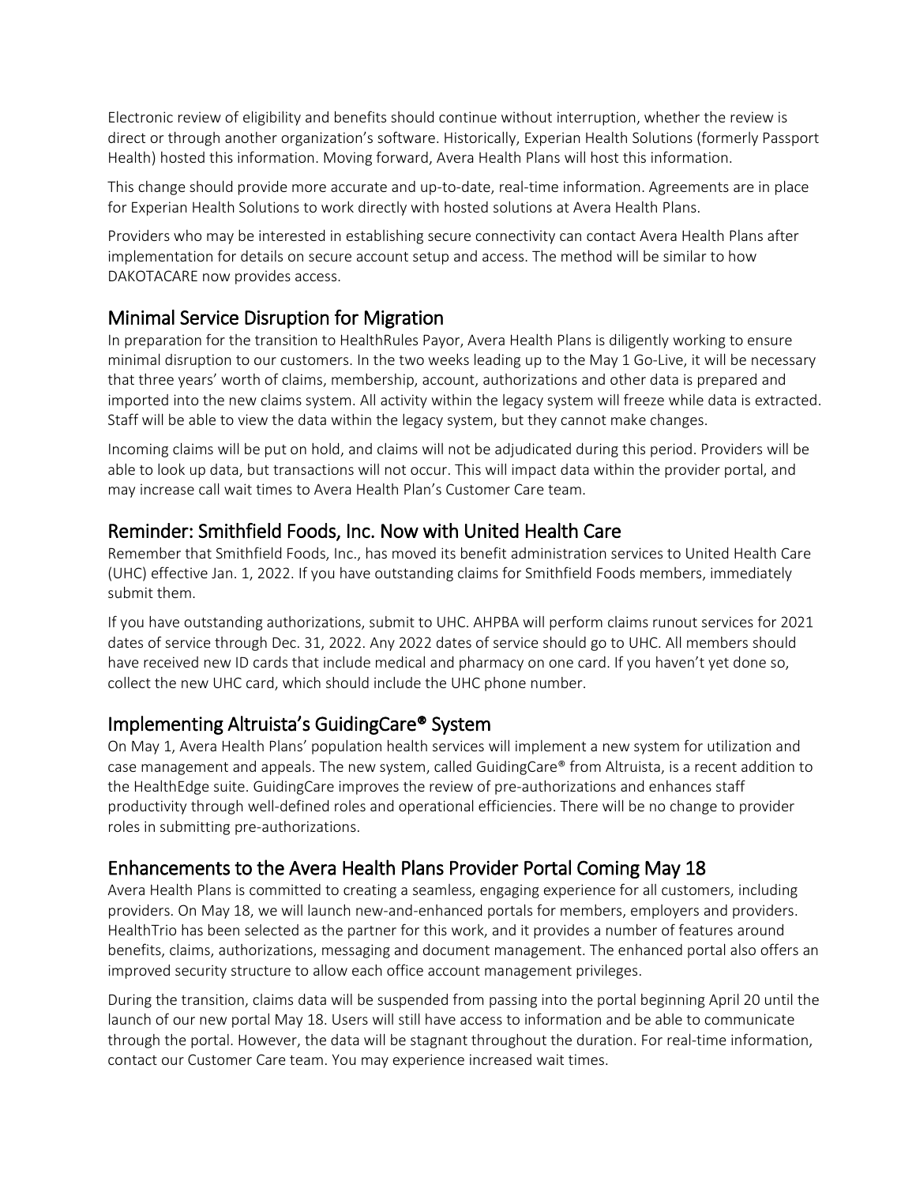Electronic review of eligibility and benefits should continue without interruption, whether the review is direct or through another organization's software. Historically, Experian Health Solutions (formerly Passport Health) hosted this information. Moving forward, Avera Health Plans will host this information.

This change should provide more accurate and up-to-date, real-time information. Agreements are in place for Experian Health Solutions to work directly with hosted solutions at Avera Health Plans.

Providers who may be interested in establishing secure connectivity can contact Avera Health Plans after implementation for details on secure account setup and access. The method will be similar to how DAKOTACARE now provides access.

## Minimal Service Disruption for Migration

In preparation for the transition to HealthRules Payor, Avera Health Plans is diligently working to ensure minimal disruption to our customers. In the two weeks leading up to the May 1 Go-Live, it will be necessary that three years' worth of claims, membership, account, authorizations and other data is prepared and imported into the new claims system. All activity within the legacy system will freeze while data is extracted. Staff will be able to view the data within the legacy system, but they cannot make changes.

Incoming claims will be put on hold, and claims will not be adjudicated during this period. Providers will be able to look up data, but transactions will not occur. This will impact data within the provider portal, and may increase call wait times to Avera Health Plan's Customer Care team.

## Reminder: Smithfield Foods, Inc. Now with United Health Care

Remember that Smithfield Foods, Inc., has moved its benefit administration services to United Health Care (UHC) effective Jan. 1, 2022. If you have outstanding claims for Smithfield Foods members, immediately submit them.

If you have outstanding authorizations, submit to UHC. AHPBA will perform claims runout services for 2021 dates of service through Dec. 31, 2022. Any 2022 dates of service should go to UHC. All members should have received new ID cards that include medical and pharmacy on one card. If you haven't yet done so, collect the new UHC card, which should include the UHC phone number.

## Implementing Altruista's GuidingCare® System

On May 1, Avera Health Plans' population health services will implement a new system for utilization and case management and appeals. The new system, called GuidingCare® from Altruista, is a recent addition to the HealthEdge suite. GuidingCare improves the review of pre-authorizations and enhances staff productivity through well-defined roles and operational efficiencies. There will be no change to provider roles in submitting pre-authorizations.

## Enhancements to the Avera Health Plans Provider Portal Coming May 18

Avera Health Plans is committed to creating a seamless, engaging experience for all customers, including providers. On May 18, we will launch new-and-enhanced portals for members, employers and providers. HealthTrio has been selected as the partner for this work, and it provides a number of features around benefits, claims, authorizations, messaging and document management. The enhanced portal also offers an improved security structure to allow each office account management privileges.

During the transition, claims data will be suspended from passing into the portal beginning April 20 until the launch of our new portal May 18. Users will still have access to information and be able to communicate through the portal. However, the data will be stagnant throughout the duration. For real-time information, contact our Customer Care team. You may experience increased wait times.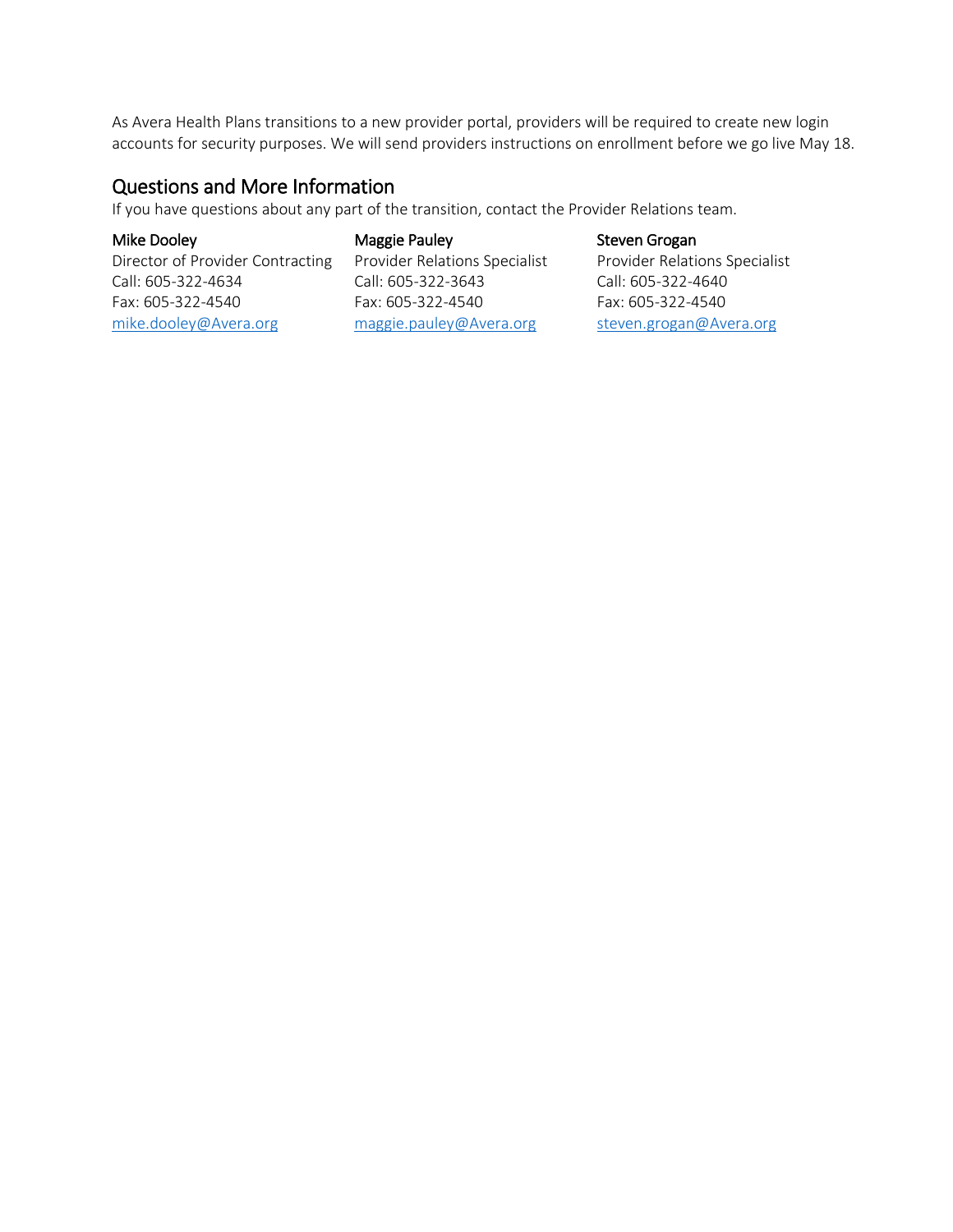As Avera Health Plans transitions to a new provider portal, providers will be required to create new login accounts for security purposes. We will send providers instructions on enrollment before we go live May 18.

## Questions and More Information

If you have questions about any part of the transition, contact the Provider Relations team.

**Mike Dooley**
Director of Provider Contracting
Call: 605-322-4634
Fax: 605-322-4540
mike.dooley@Avera.org

**Maggie Pauley**
Provider Relations Specialist
Call: 605-322-3643
Fax: 605-322-4540
maggie.pauley@Avera.org

**Steven Grogan**
Provider Relations Specialist
Call: 605-322-4640
Fax: 605-322-4540
steven.grogan@Avera.org